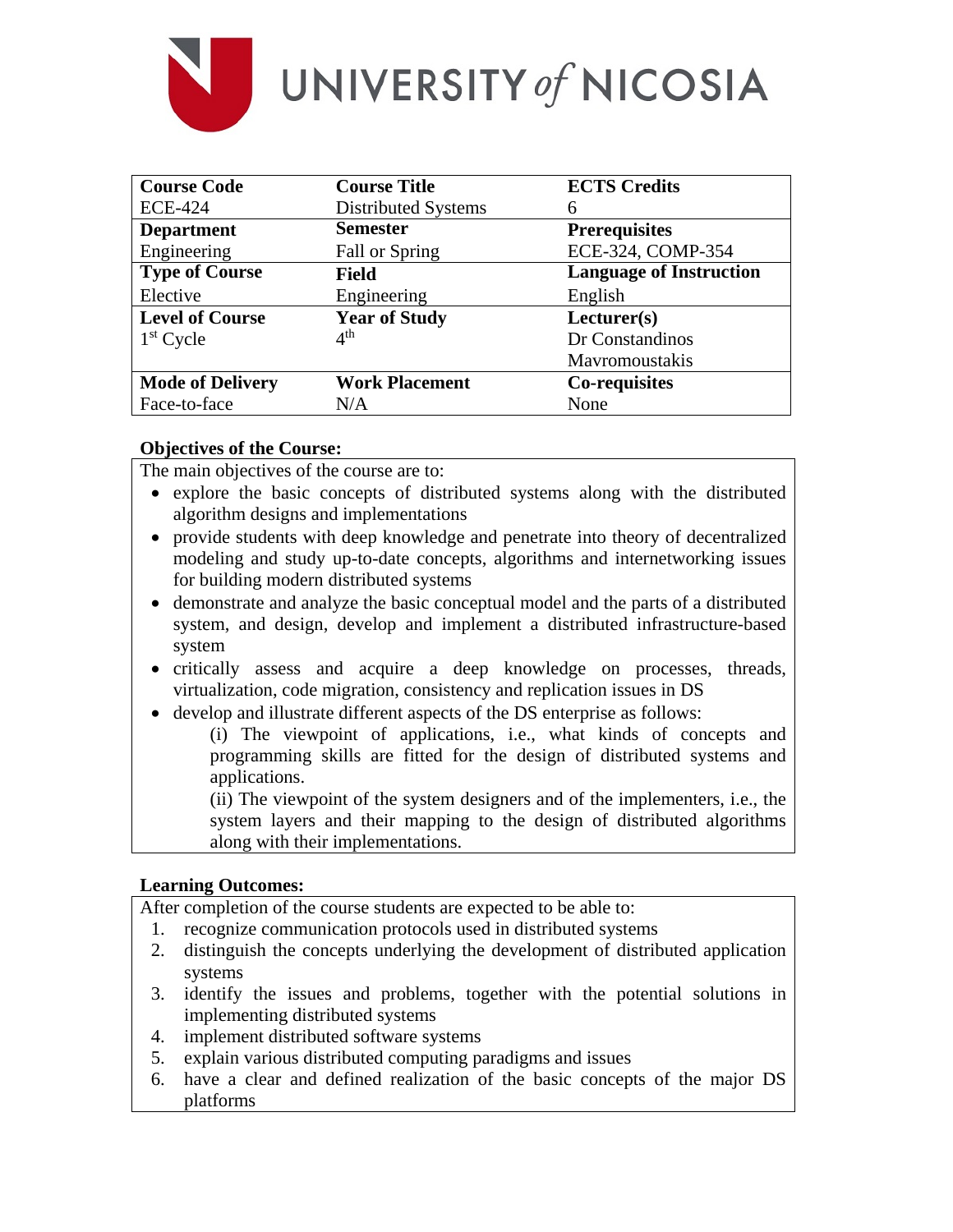UNIVERSITY of NICOSIA

| Course Code | Course Title | ECTS Credits |
|---|---|---|
| ECE-424 | Distributed Systems | 6 |
| **Department** | **Semester** | **Prerequisites** |
| Engineering | Fall or Spring | ECE-324, COMP-354 |
| **Type of Course** | **Field** | **Language of Instruction** |
| Elective | Engineering | English |
| **Level of Course** | **Year of Study** | **Lecturer(s)** |
| 1st Cycle | 4th | Dr Constandinos Mavromoustakis |
| **Mode of Delivery** | **Work Placement** | **Co-requisites** |
| Face-to-face | N/A | None |

**Objectives of the Course:**

The main objectives of the course are to:

- explore the basic concepts of distributed systems along with the distributed algorithm designs and implementations
- provide students with deep knowledge and penetrate into theory of decentralized modeling and study up-to-date concepts, algorithms and internetworking issues for building modern distributed systems
- demonstrate and analyze the basic conceptual model and the parts of a distributed system, and design, develop and implement a distributed infrastructure-based system
- critically assess and acquire a deep knowledge on processes, threads, virtualization, code migration, consistency and replication issues in DS
- develop and illustrate different aspects of the DS enterprise as follows:
  - (i) The viewpoint of applications, i.e., what kinds of concepts and programming skills are fitted for the design of distributed systems and applications.
  - (ii) The viewpoint of the system designers and of the implementers, i.e., the system layers and their mapping to the design of distributed algorithms along with their implementations.

**Learning Outcomes:**

After completion of the course students are expected to be able to:

1. recognize communication protocols used in distributed systems
2. distinguish the concepts underlying the development of distributed application systems
3. identify the issues and problems, together with the potential solutions in implementing distributed systems
4. implement distributed software systems
5. explain various distributed computing paradigms and issues
6. have a clear and defined realization of the basic concepts of the major DS platforms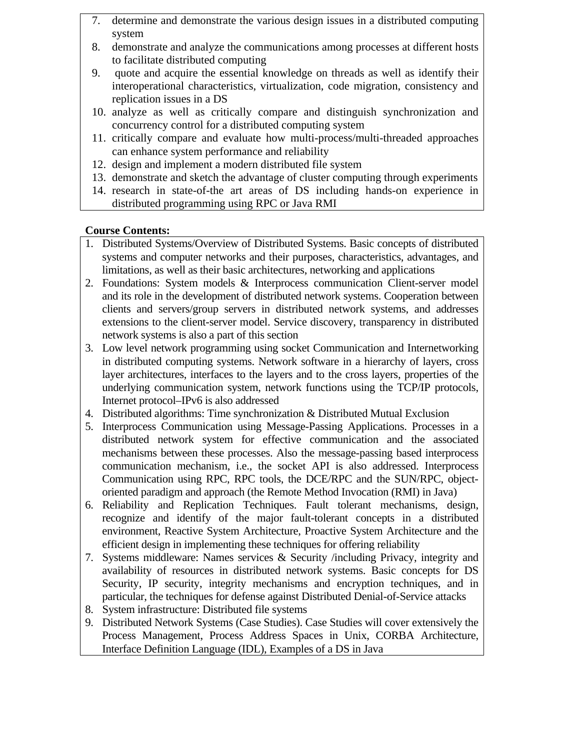7. determine and demonstrate the various design issues in a distributed computing system
8. demonstrate and analyze the communications among processes at different hosts to facilitate distributed computing
9. quote and acquire the essential knowledge on threads as well as identify their interoperational characteristics, virtualization, code migration, consistency and replication issues in a DS
10. analyze as well as critically compare and distinguish synchronization and concurrency control for a distributed computing system
11. critically compare and evaluate how multi-process/multi-threaded approaches can enhance system performance and reliability
12. design and implement a modern distributed file system
13. demonstrate and sketch the advantage of cluster computing through experiments
14. research in state-of-the art areas of DS including hands-on experience in distributed programming using RPC or Java RMI

**Course Contents:**

1. Distributed Systems/Overview of Distributed Systems. Basic concepts of distributed systems and computer networks and their purposes, characteristics, advantages, and limitations, as well as their basic architectures, networking and applications
2. Foundations: System models & Interprocess communication Client-server model and its role in the development of distributed network systems. Cooperation between clients and servers/group servers in distributed network systems, and addresses extensions to the client-server model. Service discovery, transparency in distributed network systems is also a part of this section
3. Low level network programming using socket Communication and Internetworking in distributed computing systems. Network software in a hierarchy of layers, cross layer architectures, interfaces to the layers and to the cross layers, properties of the underlying communication system, network functions using the TCP/IP protocols, Internet protocol–IPv6 is also addressed
4. Distributed algorithms: Time synchronization & Distributed Mutual Exclusion
5. Interprocess Communication using Message-Passing Applications. Processes in a distributed network system for effective communication and the associated mechanisms between these processes. Also the message-passing based interprocess communication mechanism, i.e., the socket API is also addressed. Interprocess Communication using RPC, RPC tools, the DCE/RPC and the SUN/RPC, object-oriented paradigm and approach (the Remote Method Invocation (RMI) in Java)
6. Reliability and Replication Techniques. Fault tolerant mechanisms, design, recognize and identify of the major fault-tolerant concepts in a distributed environment, Reactive System Architecture, Proactive System Architecture and the efficient design in implementing these techniques for offering reliability
7. Systems middleware: Names services & Security /including Privacy, integrity and availability of resources in distributed network systems. Basic concepts for DS Security, IP security, integrity mechanisms and encryption techniques, and in particular, the techniques for defense against Distributed Denial-of-Service attacks
8. System infrastructure: Distributed file systems
9. Distributed Network Systems (Case Studies). Case Studies will cover extensively the Process Management, Process Address Spaces in Unix, CORBA Architecture, Interface Definition Language (IDL), Examples of a DS in Java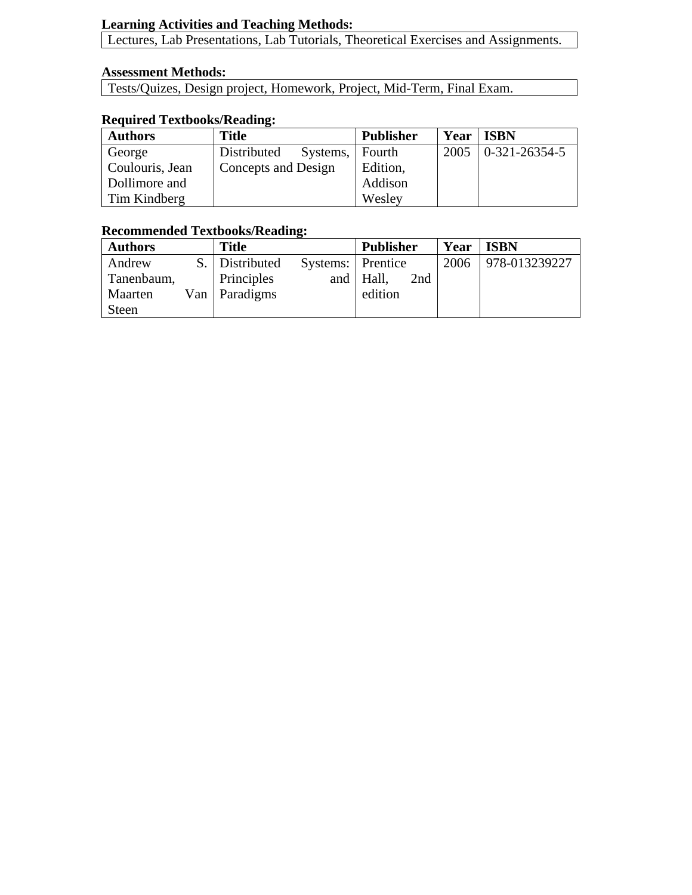**Learning Activities and Teaching Methods:**

| |
|---|
| Lectures, Lab Presentations, Lab Tutorials, Theoretical Exercises and Assignments. |

**Assessment Methods:**

| |
|---|
| Tests/Quizes, Design project, Homework, Project, Mid-Term, Final Exam. |

**Required Textbooks/Reading:**

| Authors | Title | Publisher | Year | ISBN |
|---|---|---|---|---|
| George Coulouris, Jean Dollimore and Tim Kindberg | Distributed Systems, Concepts and Design | Fourth Edition, Addison Wesley | 2005 | 0-321-26354-5 |

**Recommended Textbooks/Reading:**

| Authors | Title | Publisher | Year | ISBN |
|---|---|---|---|---|
| Andrew S. Tanenbaum, Maarten Van Steen | Distributed Systems: Principles and Paradigms | Prentice Hall, 2nd edition | 2006 | 978-013239227 |